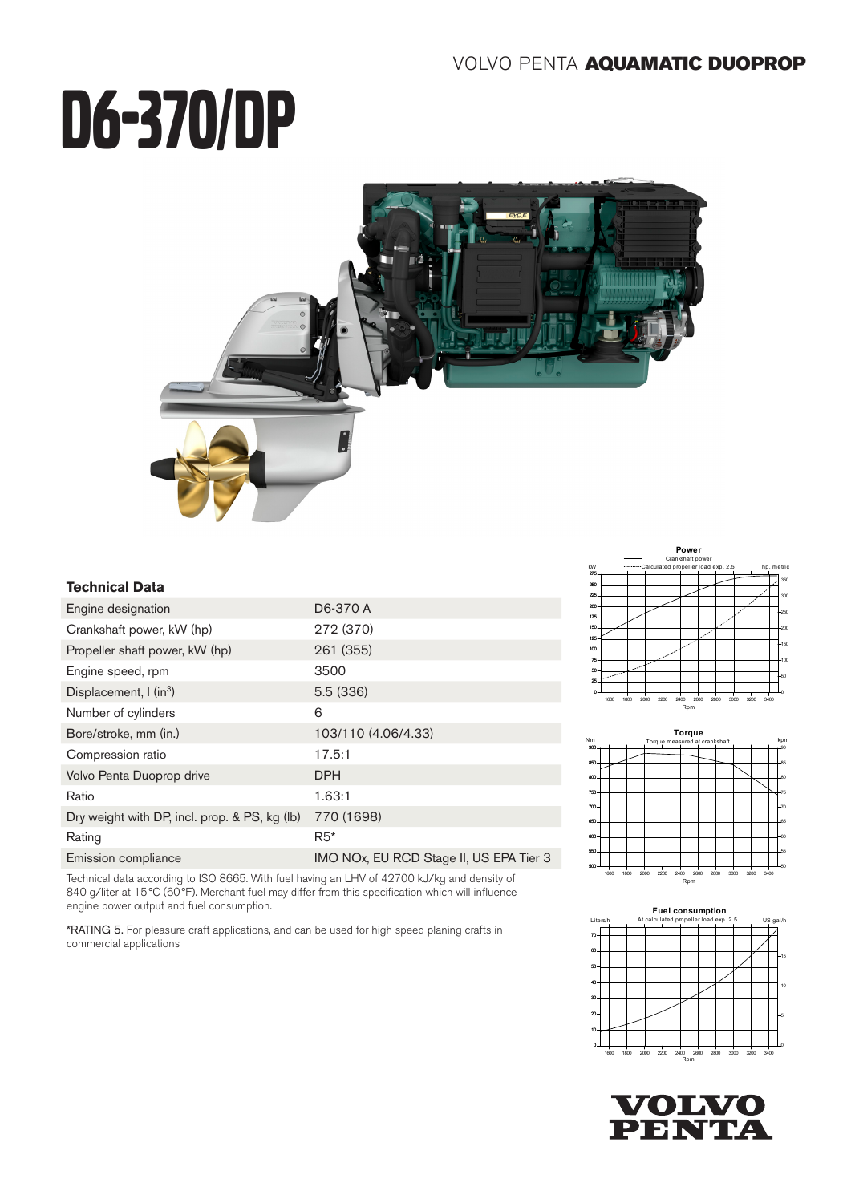# D6-370/DP

VOLVO PENTA **AQUAMATIC DUOPROP**

### Technical Data

| | |
|---|---|
| Engine designation | D6-370 A |
| Crankshaft power, kW (hp) | 272 (370) |
| Propeller shaft power, kW (hp) | 261 (355) |
| Engine speed, rpm | 3500 |
| Displacement, l (in[3]) | 5.5 (336) |
| Number of cylinders | 6 |
| Bore/stroke, mm (in.) | 103/110 (4.06/4.33) |
| Compression ratio | 17.5:1 |
| Volvo Penta Duoprop drive | DPH |
| Ratio | 1.63:1 |
| Dry weight with DP, incl. prop. & PS, kg (lb) | 770 (1698) |
| Rating | R5* |
| Emission compliance | IMO NOx, EU RCD Stage II, US EPA Tier 3 |

Technical data according to ISO 8665. With fuel having an LHV of 42700 kJ/kg and density of 840 g/liter at 15°C (60°F). Merchant fuel may differ from this specification which will influence engine power output and fuel consumption.

*RATING 5. For pleasure craft applications, and can be used for high speed planing crafts in commercial applications

**Power**
Crankshaft power
Calculated propeller load exp. 2.5

**Torque**
Torque measured at crankshaft

**Fuel consumption**
At calculated propeller load exp. 2.5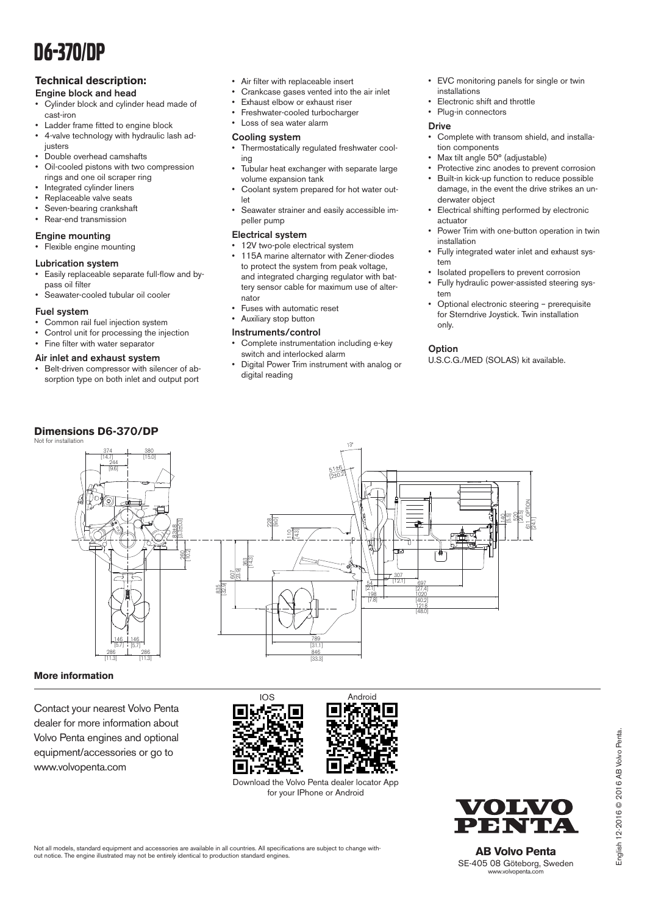# D6-370/DP

## Technical description:

### Engine block and head

- Cylinder block and cylinder head made of cast-iron
- Ladder frame fitted to engine block
- 4-valve technology with hydraulic lash adjusters
- Double overhead camshafts
- Oil-cooled pistons with two compression rings and one oil scraper ring
- Integrated cylinder liners
- Replaceable valve seats
- Seven-bearing crankshaft
- Rear-end transmission

### Engine mounting

- Flexible engine mounting

### Lubrication system

- Easily replaceable separate full-flow and by-pass oil filter
- Seawater-cooled tubular oil cooler

### Fuel system

- Common rail fuel injection system
- Control unit for processing the injection
- Fine filter with water separator

### Air inlet and exhaust system

- Belt-driven compressor with silencer of absorption type on both inlet and output port
- Air filter with replaceable insert
- Crankcase gases vented into the air inlet
- Exhaust elbow or exhaust riser
- Freshwater-cooled turbocharger
- Loss of sea water alarm

### Cooling system

- Thermostatically regulated freshwater cooling
- Tubular heat exchanger with separate large volume expansion tank
- Coolant system prepared for hot water outlet
- Seawater strainer and easily accessible impeller pump

### Electrical system

- 12V two-pole electrical system
- 115A marine alternator with Zener-diodes to protect the system from peak voltage, and integrated charging regulator with battery sensor cable for maximum use of alternator
- Fuses with automatic reset
- Auxiliary stop button

### Instruments/control

- Complete instrumentation including e-key switch and interlocked alarm
- Digital Power Trim instrument with analog or digital reading
- EVC monitoring panels for single or twin installations
- Electronic shift and throttle
- Plug-in connectors

### Drive

- Complete with transom shield, and installation components
- Max tilt angle 50º (adjustable)
- Protective zinc anodes to prevent corrosion
- Built-in kick-up function to reduce possible damage, in the event the drive strikes an underwater object
- Electrical shifting performed by electronic actuator
- Power Trim with one-button operation in twin installation
- Fully integrated water inlet and exhaust system
- Isolated propellers to prevent corrosion
- Fully hydraulic power-assisted steering system
- Optional electronic steering – prerequisite for Sterndrive Joystick. Twin installation only.

### Option

U.S.C.G./MED (SOLAS) kit available.

## Dimensions D6-370/DP

Not for installation

374 [14.7]
380 [15.0]
244 [9.6]
83±8 [3.3±0.3]
260 [10.2]
146 [5.7]
146 [5.7]
286 [11.3]
286 [11.3]
13°
51±5 [2±0.2]
228 [9.0]
110 [4.3]
363 [14.3]
607 [23.9]
835 [32.9]
789 [31.1]
846 [33.3]
307 [12.1]
54 [2.1]
198 [7.8]
697 [27.4]
1020 [40.2]
1218 [48.0]
140 [5.5]
520 [20.5]
611 OPTION [24.1]

## More information

Contact your nearest Volvo Penta dealer for more information about Volvo Penta engines and optional equipment/accessories or go to www.volvopenta.com

IOS

Android

Download the Volvo Penta dealer locator App for your IPhone or Android

Not all models, standard equipment and accessories are available in all countries. All specifications are subject to change without notice. The engine illustrated may not be entirely identical to production standard engines.

**AB Volvo Penta**
SE-405 08 Göteborg, Sweden
www.volvopenta.com

English 12-2016 © 2016 AB Volvo Penta.